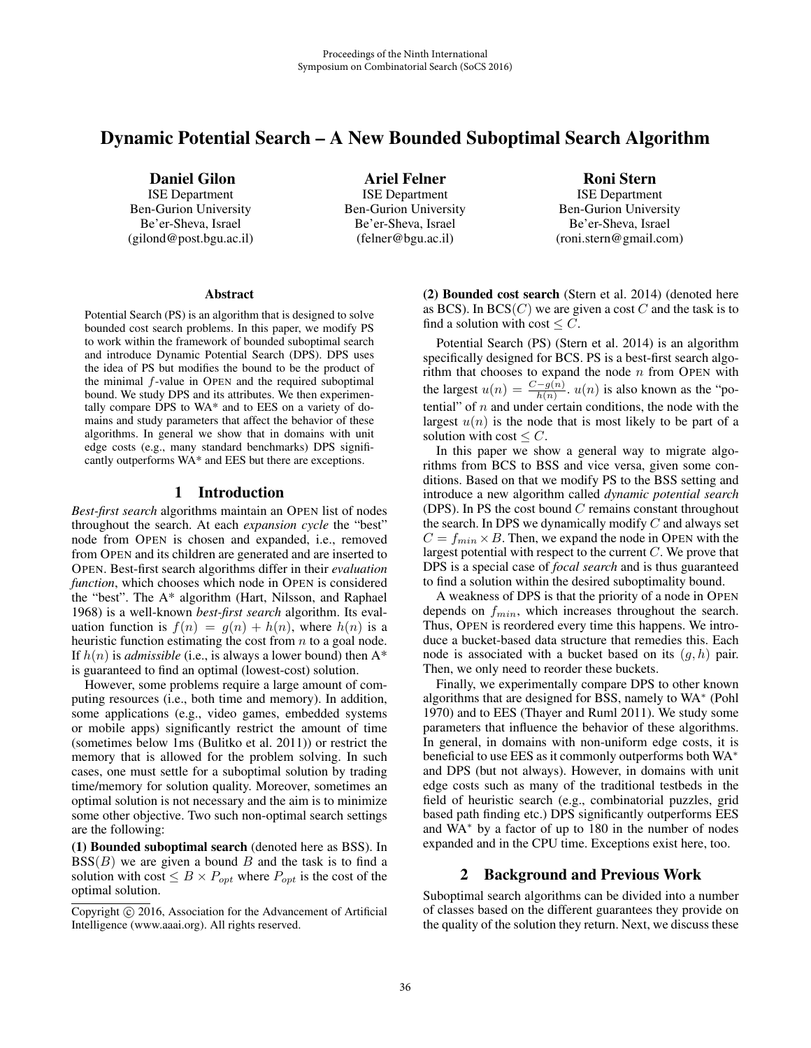# Dynamic Potential Search – A New Bounded Suboptimal Search Algorithm

**Daniel Gilon**
ISE Department
Ben-Gurion University
Be'er-Sheva, Israel
(gilond@post.bgu.ac.il)

**Ariel Felner**
ISE Department
Ben-Gurion University
Be'er-Sheva, Israel
(felner@bgu.ac.il)

**Roni Stern**
ISE Department
Ben-Gurion University
Be'er-Sheva, Israel
(roni.stern@gmail.com)

### Abstract

Potential Search (PS) is an algorithm that is designed to solve bounded cost search problems. In this paper, we modify PS to work within the framework of bounded suboptimal search and introduce Dynamic Potential Search (DPS). DPS uses the idea of PS but modifies the bound to be the product of the minimal $f$-value in OPEN and the required suboptimal bound. We study DPS and its attributes. We then experimentally compare DPS to WA* and to EES on a variety of domains and study parameters that affect the behavior of these algorithms. In general we show that in domains with unit edge costs (e.g., many standard benchmarks) DPS significantly outperforms WA* and EES but there are exceptions.

## 1 Introduction

*Best-first search* algorithms maintain an OPEN list of nodes throughout the search. At each *expansion cycle* the "best" node from OPEN is chosen and expanded, i.e., removed from OPEN and its children are generated and are inserted to OPEN. Best-first search algorithms differ in their *evaluation function*, which chooses which node in OPEN is considered the "best". The A* algorithm (Hart, Nilsson, and Raphael 1968) is a well-known *best-first search* algorithm. Its evaluation function is $f(n) = g(n) + h(n)$, where $h(n)$ is a heuristic function estimating the cost from $n$ to a goal node. If $h(n)$ is *admissible* (i.e., is always a lower bound) then A* is guaranteed to find an optimal (lowest-cost) solution.

However, some problems require a large amount of computing resources (i.e., both time and memory). In addition, some applications (e.g., video games, embedded systems or mobile apps) significantly restrict the amount of time (sometimes below 1ms (Bulitko et al. 2011)) or restrict the memory that is allowed for the problem solving. In such cases, one must settle for a suboptimal solution by trading time/memory for solution quality. Moreover, sometimes an optimal solution is not necessary and the aim is to minimize some other objective. Two such non-optimal search settings are the following:

**(1) Bounded suboptimal search** (denoted here as BSS). In BSS($B$) we are given a bound $B$ and the task is to find a solution with cost $\leq B \times P_{opt}$ where $P_{opt}$ is the cost of the optimal solution.

**(2) Bounded cost search** (Stern et al. 2014) (denoted here as BCS). In BCS($C$) we are given a cost $C$ and the task is to find a solution with cost $\leq C$.

Potential Search (PS) (Stern et al. 2014) is an algorithm specifically designed for BCS. PS is a best-first search algorithm that chooses to expand the node $n$ from OPEN with the largest $u(n) = \frac{C-g(n)}{h(n)}$. $u(n)$ is also known as the "potential" of $n$ and under certain conditions, the node with the largest $u(n)$ is the node that is most likely to be part of a solution with cost $\leq C$.

In this paper we show a general way to migrate algorithms from BCS to BSS and vice versa, given some conditions. Based on that we modify PS to the BSS setting and introduce a new algorithm called *dynamic potential search* (DPS). In PS the cost bound $C$ remains constant throughout the search. In DPS we dynamically modify $C$ and always set $C = f_{min} \times B$. Then, we expand the node in OPEN with the largest potential with respect to the current $C$. We prove that DPS is a special case of *focal search* and is thus guaranteed to find a solution within the desired suboptimality bound.

A weakness of DPS is that the priority of a node in OPEN depends on $f_{min}$, which increases throughout the search. Thus, OPEN is reordered every time this happens. We introduce a bucket-based data structure that remedies this. Each node is associated with a bucket based on its $(g, h)$ pair. Then, we only need to reorder these buckets.

Finally, we experimentally compare DPS to other known algorithms that are designed for BSS, namely to WA$^*$ (Pohl 1970) and to EES (Thayer and Ruml 2011). We study some parameters that influence the behavior of these algorithms. In general, in domains with non-uniform edge costs, it is beneficial to use EES as it commonly outperforms both WA$^*$ and DPS (but not always). However, in domains with unit edge costs such as many of the traditional testbeds in the field of heuristic search (e.g., combinatorial puzzles, grid based path finding etc.) DPS significantly outperforms EES and WA$^*$ by a factor of up to 180 in the number of nodes expanded and in the CPU time. Exceptions exist here, too.

## 2 Background and Previous Work

Suboptimal search algorithms can be divided into a number of classes based on the different guarantees they provide on the quality of the solution they return. Next, we discuss these

Copyright © 2016, Association for the Advancement of Artificial Intelligence (www.aaai.org). All rights reserved.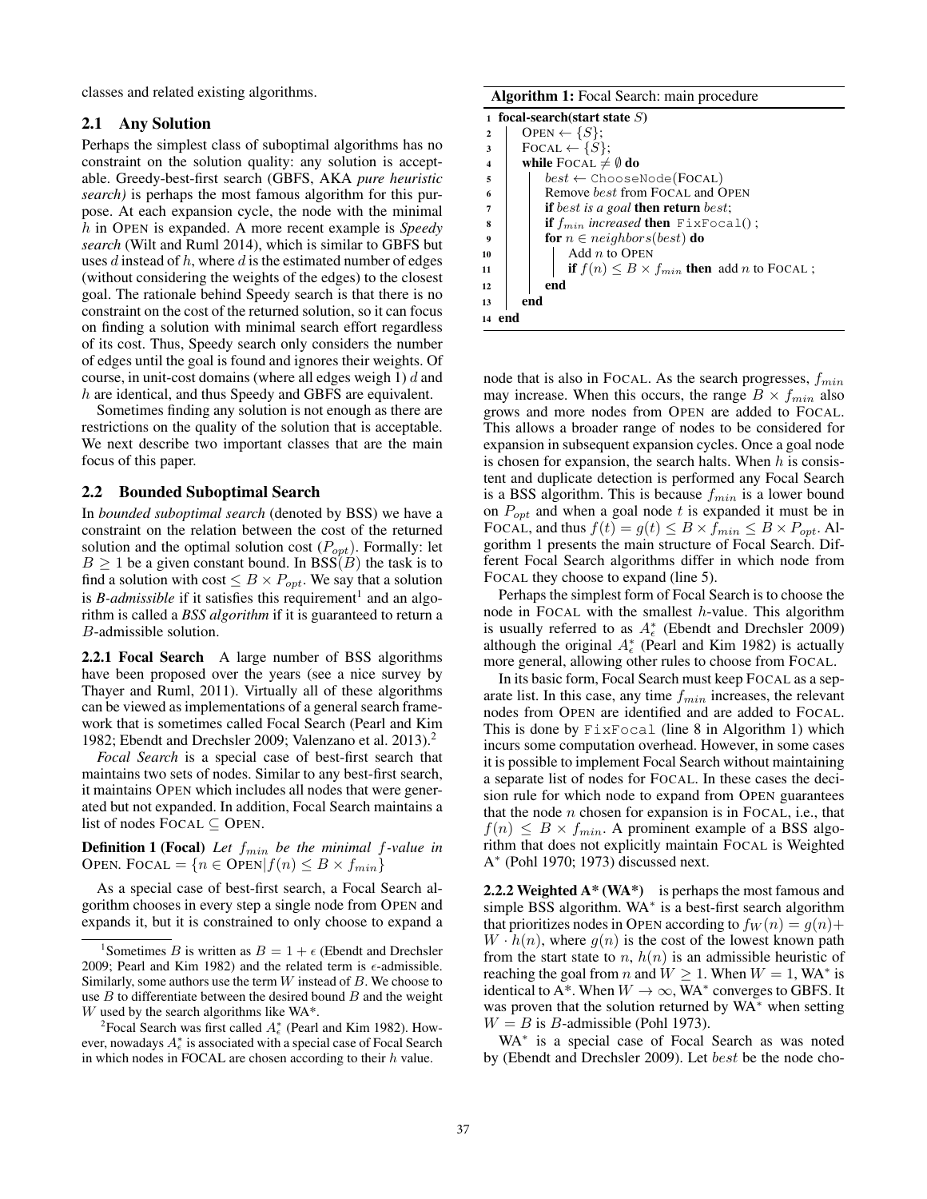classes and related existing algorithms.

## 2.1 Any Solution

Perhaps the simplest class of suboptimal algorithms has no constraint on the solution quality: any solution is acceptable. Greedy-best-first search (GBFS, AKA *pure heuristic search)* is perhaps the most famous algorithm for this purpose. At each expansion cycle, the node with the minimal $h$ in OPEN is expanded. A more recent example is *Speedy search* (Wilt and Ruml 2014), which is similar to GBFS but uses $d$ instead of $h$, where $d$ is the estimated number of edges (without considering the weights of the edges) to the closest goal. The rationale behind Speedy search is that there is no constraint on the cost of the returned solution, so it can focus on finding a solution with minimal search effort regardless of its cost. Thus, Speedy search only considers the number of edges until the goal is found and ignores their weights. Of course, in unit-cost domains (where all edges weigh 1) $d$ and $h$ are identical, and thus Speedy and GBFS are equivalent.

Sometimes finding any solution is not enough as there are restrictions on the quality of the solution that is acceptable. We next describe two important classes that are the main focus of this paper.

## 2.2 Bounded Suboptimal Search

In *bounded suboptimal search* (denoted by BSS) we have a constraint on the relation between the cost of the returned solution and the optimal solution cost ($P_{opt}$). Formally: let $B \geq 1$ be a given constant bound. In BSS($B$) the task is to find a solution with cost $\leq B \times P_{opt}$. We say that a solution is ***B*-admissible** if it satisfies this requirement[1] and an algorithm is called a ***BSS algorithm*** if it is guaranteed to return a $B$-admissible solution.

**2.2.1 Focal Search** A large number of BSS algorithms have been proposed over the years (see a nice survey by Thayer and Ruml, 2011). Virtually all of these algorithms can be viewed as implementations of a general search framework that is sometimes called Focal Search (Pearl and Kim 1982; Ebendt and Drechsler 2009; Valenzano et al. 2013).[2]

*Focal Search* is a special case of best-first search that maintains two sets of nodes. Similar to any best-first search, it maintains OPEN which includes all nodes that were generated but not expanded. In addition, Focal Search maintains a list of nodes FOCAL $\subseteq$ OPEN.

**Definition 1 (Focal)** *Let $f_{min}$ be the minimal $f$-value in* OPEN. FOCAL $= \{n \in \text{OPEN} | f(n) \leq B \times f_{min}\}$

As a special case of best-first search, a Focal Search algorithm chooses in every step a single node from OPEN and expands it, but it is constrained to only choose to expand a node that is also in FOCAL. As the search progresses, $f_{min}$ may increase. When this occurs, the range $B \times f_{min}$ also grows and more nodes from OPEN are added to FOCAL. This allows a broader range of nodes to be considered for expansion in subsequent expansion cycles. Once a goal node is chosen for expansion, the search halts. When $h$ is consistent and duplicate detection is performed any Focal Search is a BSS algorithm. This is because $f_{min}$ is a lower bound on $P_{opt}$ and when a goal node $t$ is expanded it must be in FOCAL, and thus $f(t) = g(t) \leq B \times f_{min} \leq B \times P_{opt}$. Algorithm 1 presents the main structure of Focal Search. Different Focal Search algorithms differ in which node from FOCAL they choose to expand (line 5).

**Algorithm 1:** Focal Search: main procedure

```
1  focal-search(start state S)
2      OPEN ← {S};
3      FOCAL ← {S};
4      while FOCAL ≠ ∅ do
5          best ← ChooseNode(FOCAL)
6          Remove best from FOCAL and OPEN
7          if best is a goal then return best;
8          if f_min increased then FixFocal() ;
9          for n ∈ neighbors(best) do
10             Add n to OPEN
11             if f(n) ≤ B × f_min then add n to FOCAL ;
12         end
13     end
14 end
```

Perhaps the simplest form of Focal Search is to choose the node in FOCAL with the smallest $h$-value. This algorithm is usually referred to as $A^*_\epsilon$ (Ebendt and Drechsler 2009) although the original $A^*_\epsilon$ (Pearl and Kim 1982) is actually more general, allowing other rules to choose from FOCAL.

In its basic form, Focal Search must keep FOCAL as a separate list. In this case, any time $f_{min}$ increases, the relevant nodes from OPEN are identified and are added to FOCAL. This is done by FixFocal (line 8 in Algorithm 1) which incurs some computation overhead. However, in some cases it is possible to implement Focal Search without maintaining a separate list of nodes for FOCAL. In these cases the decision rule for which node to expand from OPEN guarantees that the node $n$ chosen for expansion is in FOCAL, i.e., that $f(n) \leq B \times f_{min}$. A prominent example of a BSS algorithm that does not explicitly maintain FOCAL is Weighted A$^*$ (Pohl 1970; 1973) discussed next.

**2.2.2 Weighted A* (WA*)** is perhaps the most famous and simple BSS algorithm. WA$^*$ is a best-first search algorithm that prioritizes nodes in OPEN according to $f_W(n) = g(n) + W \cdot h(n)$, where $g(n)$ is the cost of the lowest known path from the start state to $n$, $h(n)$ is an admissible heuristic of reaching the goal from $n$ and $W \geq 1$. When $W = 1$, WA$^*$ is identical to A$^*$. When $W \to \infty$, WA$^*$ converges to GBFS. It was proven that the solution returned by WA$^*$ when setting $W = B$ is $B$-admissible (Pohl 1973).

WA$^*$ is a special case of Focal Search as was noted by (Ebendt and Drechsler 2009). Let $best$ be the node cho-

---

[1] Sometimes $B$ is written as $B = 1 + \epsilon$ (Ebendt and Drechsler 2009; Pearl and Kim 1982) and the related term is $\epsilon$-admissible. Similarly, some authors use the term $W$ instead of $B$. We choose to use $B$ to differentiate between the desired bound $B$ and the weight $W$ used by the search algorithms like WA*.

[2] Focal Search was first called $A^*_\epsilon$ (Pearl and Kim 1982). However, nowadays $A^*_\epsilon$ is associated with a special case of Focal Search in which nodes in FOCAL are chosen according to their $h$ value.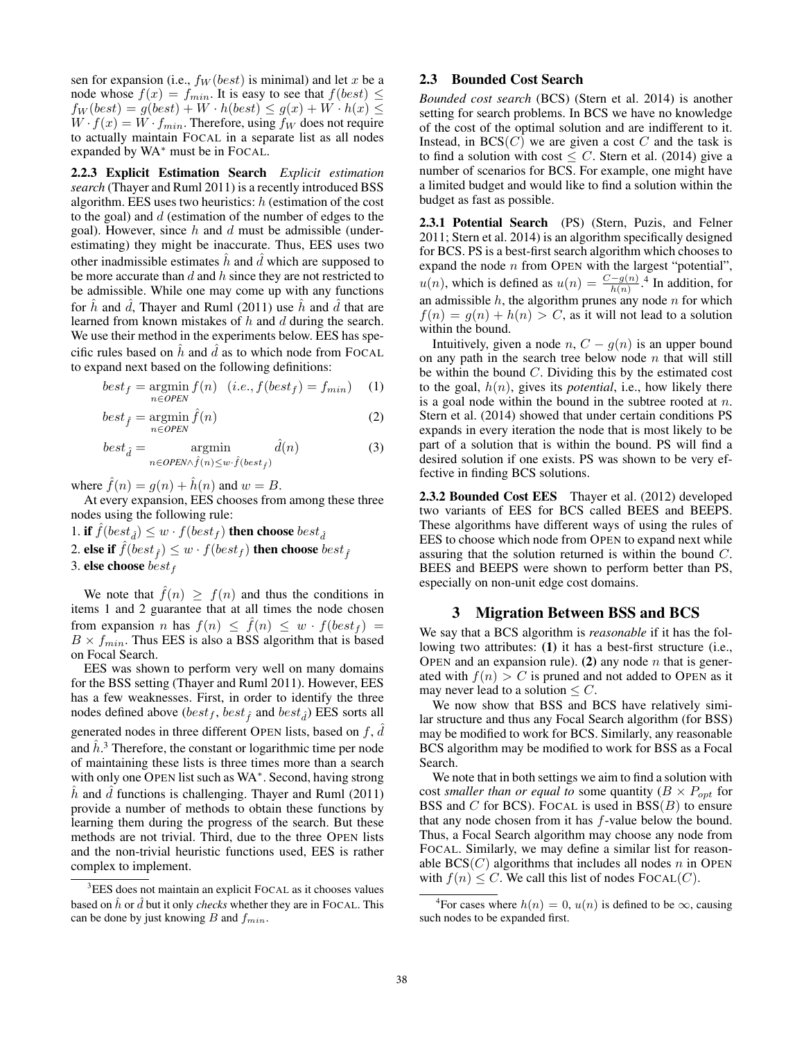sen for expansion (i.e., $f_W(best)$ is minimal) and let $x$ be a node whose $f(x) = f_{min}$. It is easy to see that $f(best) \leq f_W(best) = g(best) + W \cdot h(best) \leq g(x) + W \cdot h(x) \leq W \cdot f(x) = W \cdot f_{min}$. Therefore, using $f_W$ does not require to actually maintain FOCAL in a separate list as all nodes expanded by WA* must be in FOCAL.

**2.2.3 Explicit Estimation Search** *Explicit estimation search* (Thayer and Ruml 2011) is a recently introduced BSS algorithm. EES uses two heuristics: $h$ (estimation of the cost to the goal) and $d$ (estimation of the number of edges to the goal). However, since $h$ and $d$ must be admissible (underestimating) they might be inaccurate. Thus, EES uses two other inadmissible estimates $\hat{h}$ and $\hat{d}$ which are supposed to be more accurate than $d$ and $h$ since they are not restricted to be admissible. While one may come up with any functions for $\hat{h}$ and $\hat{d}$, Thayer and Ruml (2011) use $\hat{h}$ and $\hat{d}$ that are learned from known mistakes of $h$ and $d$ during the search. We use their method in the experiments below. EES has specific rules based on $\hat{h}$ and $\hat{d}$ as to which node from FOCAL to expand next based on the following definitions:

$$best_f = \operatorname*{argmin}_{n \in OPEN} f(n) \quad (i.e., f(best_f) = f_{min}) \tag{1}$$

$$best_{\hat{f}} = \operatorname*{argmin}_{n \in OPEN} \hat{f}(n) \tag{2}$$

$$best_{\hat{d}} = \operatorname*{argmin}_{n \in OPEN \wedge \hat{f}(n) \leq w \cdot \hat{f}(best_{\hat{f}})} \hat{d}(n) \tag{3}$$

where $\hat{f}(n) = g(n) + \hat{h}(n)$ and $w = B$.

At every expansion, EES chooses from among these three nodes using the following rule:

1. **if** $\hat{f}(best_{\hat{d}}) \leq w \cdot f(best_f)$ **then choose** $best_{\hat{d}}$
2. **else if** $\hat{f}(best_{\hat{f}}) \leq w \cdot f(best_f)$ **then choose** $best_{\hat{f}}$
3. **else choose** $best_f$

We note that $\hat{f}(n) \geq f(n)$ and thus the conditions in items 1 and 2 guarantee that at all times the node chosen from expansion $n$ has $f(n) \leq \hat{f}(n) \leq w \cdot f(best_f) = B \times f_{min}$. Thus EES is also a BSS algorithm that is based on Focal Search.

EES was shown to perform very well on many domains for the BSS setting (Thayer and Ruml 2011). However, EES has a few weaknesses. First, in order to identify the three nodes defined above ($best_f$, $best_{\hat{f}}$ and $best_{\hat{d}}$) EES sorts all generated nodes in three different OPEN lists, based on $f$, $\hat{d}$ and $\hat{h}$.[3] Therefore, the constant or logarithmic time per node of maintaining these lists is three times more than a search with only one OPEN list such as WA*. Second, having strong $\hat{h}$ and $\hat{d}$ functions is challenging. Thayer and Ruml (2011) provide a number of methods to obtain these functions by learning them during the progress of the search. But these methods are not trivial. Third, due to the three OPEN lists and the non-trivial heuristic functions used, EES is rather complex to implement.

[3] EES does not maintain an explicit FOCAL as it chooses values based on $\hat{h}$ or $\hat{d}$ but it only *checks* whether they are in FOCAL. This can be done by just knowing $B$ and $f_{min}$.

## 2.3 Bounded Cost Search

*Bounded cost search* (BCS) (Stern et al. 2014) is another setting for search problems. In BCS we have no knowledge of the cost of the optimal solution and are indifferent to it. Instead, in BCS($C$) we are given a cost $C$ and the task is to find a solution with cost $\leq C$. Stern et al. (2014) give a number of scenarios for BCS. For example, one might have a limited budget and would like to find a solution within the budget as fast as possible.

**2.3.1 Potential Search** (PS) (Stern, Puzis, and Felner 2011; Stern et al. 2014) is an algorithm specifically designed for BCS. PS is a best-first search algorithm which chooses to expand the node $n$ from OPEN with the largest "potential", $u(n)$, which is defined as $u(n) = \frac{C - g(n)}{h(n)}$.[4] In addition, for an admissible $h$, the algorithm prunes any node $n$ for which $f(n) = g(n) + h(n) > C$, as it will not lead to a solution within the bound.

Intuitively, given a node $n$, $C - g(n)$ is an upper bound on any path in the search tree below node $n$ that will still be within the bound $C$. Dividing this by the estimated cost to the goal, $h(n)$, gives its *potential*, i.e., how likely there is a goal node within the bound in the subtree rooted at $n$. Stern et al. (2014) showed that under certain conditions PS expands in every iteration the node that is most likely to be part of a solution that is within the bound. PS will find a desired solution if one exists. PS was shown to be very effective in finding BCS solutions.

**2.3.2 Bounded Cost EES** Thayer et al. (2012) developed two variants of EES for BCS called BEES and BEEPS. These algorithms have different ways of using the rules of EES to choose which node from OPEN to expand next while assuring that the solution returned is within the bound $C$. BEES and BEEPS were shown to perform better than PS, especially on non-unit edge cost domains.

# 3 Migration Between BSS and BCS

We say that a BCS algorithm is *reasonable* if it has the following two attributes: **(1)** it has a best-first structure (i.e., OPEN and an expansion rule). **(2)** any node $n$ that is generated with $f(n) > C$ is pruned and not added to OPEN as it may never lead to a solution $\leq C$.

We now show that BSS and BCS have relatively similar structure and thus any Focal Search algorithm (for BSS) may be modified to work for BCS. Similarly, any reasonable BCS algorithm may be modified to work for BSS as a Focal Search.

We note that in both settings we aim to find a solution with cost *smaller than or equal to* some quantity ($B \times P_{opt}$ for BSS and $C$ for BCS). FOCAL is used in BSS($B$) to ensure that any node chosen from it has $f$-value below the bound. Thus, a Focal Search algorithm may choose any node from FOCAL. Similarly, we may define a similar list for reasonable BCS($C$) algorithms that includes all nodes $n$ in OPEN with $f(n) \leq C$. We call this list of nodes FOCAL($C$).

[4] For cases where $h(n) = 0$, $u(n)$ is defined to be $\infty$, causing such nodes to be expanded first.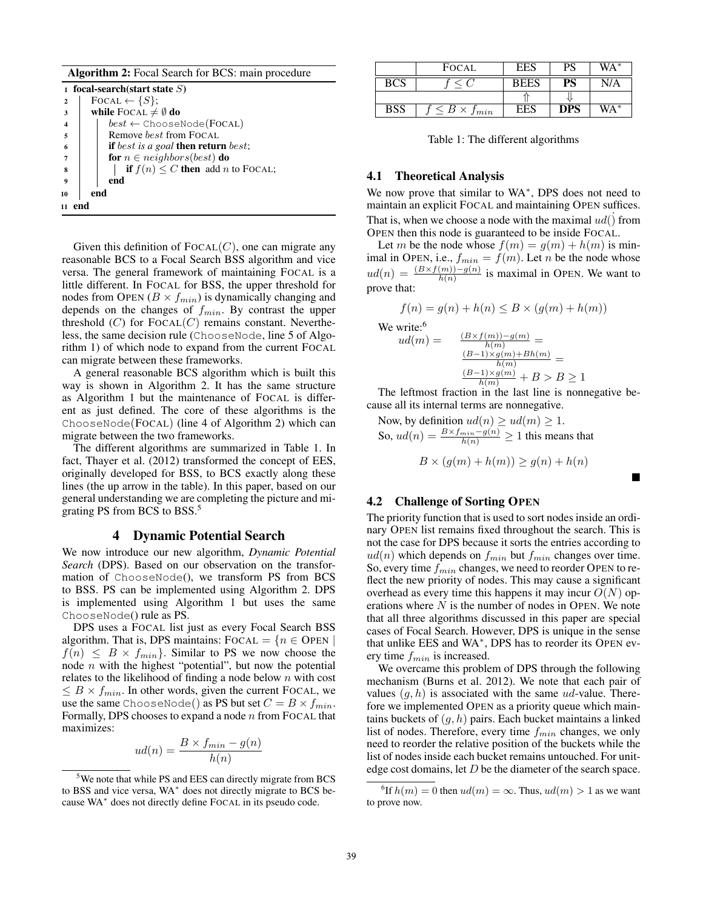**Algorithm 2:** Focal Search for BCS: main procedure

```
1  focal-search(start state S)
2    FOCAL ← {S};
3    while FOCAL ≠ ∅ do
4      best ← ChooseNode(FOCAL)
5      Remove best from FOCAL
6      if best is a goal then return best;
7      for n ∈ neighbors(best) do
8        if f(n) ≤ C then add n to FOCAL;
9      end
10   end
11 end
```

Given this definition of FOCAL($C$), one can migrate any reasonable BCS to a Focal Search BSS algorithm and vice versa. The general framework of maintaining FOCAL is a little different. In FOCAL for BSS, the upper threshold for nodes from OPEN ($B \times f_{min}$) is dynamically changing and depends on the changes of $f_{min}$. By contrast the upper threshold ($C$) for FOCAL($C$) remains constant. Nevertheless, the same decision rule (ChooseNode, line 5 of Algorithm 1) of which node to expand from the current FOCAL can migrate between these frameworks.

A general reasonable BCS algorithm which is built this way is shown in Algorithm 2. It has the same structure as Algorithm 1 but the maintenance of FOCAL is different as just defined. The core of these algorithms is the ChooseNode(FOCAL) (line 4 of Algorithm 2) which can migrate between the two frameworks.

The different algorithms are summarized in Table 1. In fact, Thayer et al. (2012) transformed the concept of EES, originally developed for BSS, to BCS exactly along these lines (the up arrow in the table). In this paper, based on our general understanding we are completing the picture and migrating PS from BCS to BSS.[5]

## 4 Dynamic Potential Search

We now introduce our new algorithm, *Dynamic Potential Search* (DPS). Based on our observation on the transformation of ChooseNode(), we transform PS from BCS to BSS. PS can be implemented using Algorithm 2. DPS is implemented using Algorithm 1 but uses the same ChooseNode() rule as PS.

DPS uses a FOCAL list just as every Focal Search BSS algorithm. That is, DPS maintains: FOCAL $= \{n \in \text{OPEN} \mid f(n) \leq B \times f_{min}\}$. Similar to PS we now choose the node $n$ with the highest "potential", but now the potential relates to the likelihood of finding a node below $n$ with cost $\leq B \times f_{min}$. In other words, given the current FOCAL, we use the same ChooseNode() as PS but set $C = B \times f_{min}$. Formally, DPS chooses to expand a node $n$ from FOCAL that maximizes:

$$ud(n) = \frac{B \times f_{min} - g(n)}{h(n)}$$

[5]We note that while PS and EES can directly migrate from BCS to BSS and vice versa, WA* does not directly migrate to BCS because WA* does not directly define FOCAL in its pseudo code.

| | FOCAL | EES | PS | WA* |
|---|---|---|---|---|
| BCS | $f \leq C$ | BEES | **PS** | N/A |
| | | ⇑ | ⇓ | |
| BSS | $f \leq B \times f_{min}$ | EES | **DPS** | WA* |

Table 1: The different algorithms

### 4.1 Theoretical Analysis

We now prove that similar to WA*, DPS does not need to maintain an explicit FOCAL and maintaining OPEN suffices. That is, when we choose a node with the maximal $ud()$ from OPEN then this node is guaranteed to be inside FOCAL.

Let $m$ be the node whose $f(m) = g(m) + h(m)$ is minimal in OPEN, i.e., $f_{min} = f(m)$. Let $n$ be the node whose $ud(n) = \frac{(B \times f(m)) - g(n)}{h(n)}$ is maximal in OPEN. We want to prove that:

$$f(n) = g(n) + h(n) \leq B \times (g(m) + h(m))$$

We write:[6]

$$ud(m) = \frac{(B \times f(m)) - g(m)}{h(m)} = \frac{(B-1) \times g(m) + Bh(m)}{h(m)} = \frac{(B-1) \times g(m)}{h(m)} + B > B \geq 1$$

The leftmost fraction in the last line is nonnegative because all its internal terms are nonnegative.

Now, by definition $ud(n) \geq ud(m) \geq 1$.

So, $ud(n) = \frac{B \times f_{min} - g(n)}{h(n)} \geq 1$ this means that

$$B \times (g(m) + h(m)) \geq g(n) + h(n)$$

■

### 4.2 Challenge of Sorting OPEN

The priority function that is used to sort nodes inside an ordinary OPEN list remains fixed throughout the search. This is not the case for DPS because it sorts the entries according to $ud(n)$ which depends on $f_{min}$ but $f_{min}$ changes over time. So, every time $f_{min}$ changes, we need to reorder OPEN to reflect the new priority of nodes. This may cause a significant overhead as every time this happens it may incur $O(N)$ operations where $N$ is the number of nodes in OPEN. We note that all three algorithms discussed in this paper are special cases of Focal Search. However, DPS is unique in the sense that unlike EES and WA*, DPS has to reorder its OPEN every time $f_{min}$ is increased.

We overcame this problem of DPS through the following mechanism (Burns et al. 2012). We note that each pair of values $(g, h)$ is associated with the same $ud$-value. Therefore we implemented OPEN as a priority queue which maintains buckets of $(g, h)$ pairs. Each bucket maintains a linked list of nodes. Therefore, every time $f_{min}$ changes, we only need to reorder the relative position of the buckets while the list of nodes inside each bucket remains untouched. For unit-edge cost domains, let $D$ be the diameter of the search space.

[6]If $h(m) = 0$ then $ud(m) = \infty$. Thus, $ud(m) > 1$ as we want to prove now.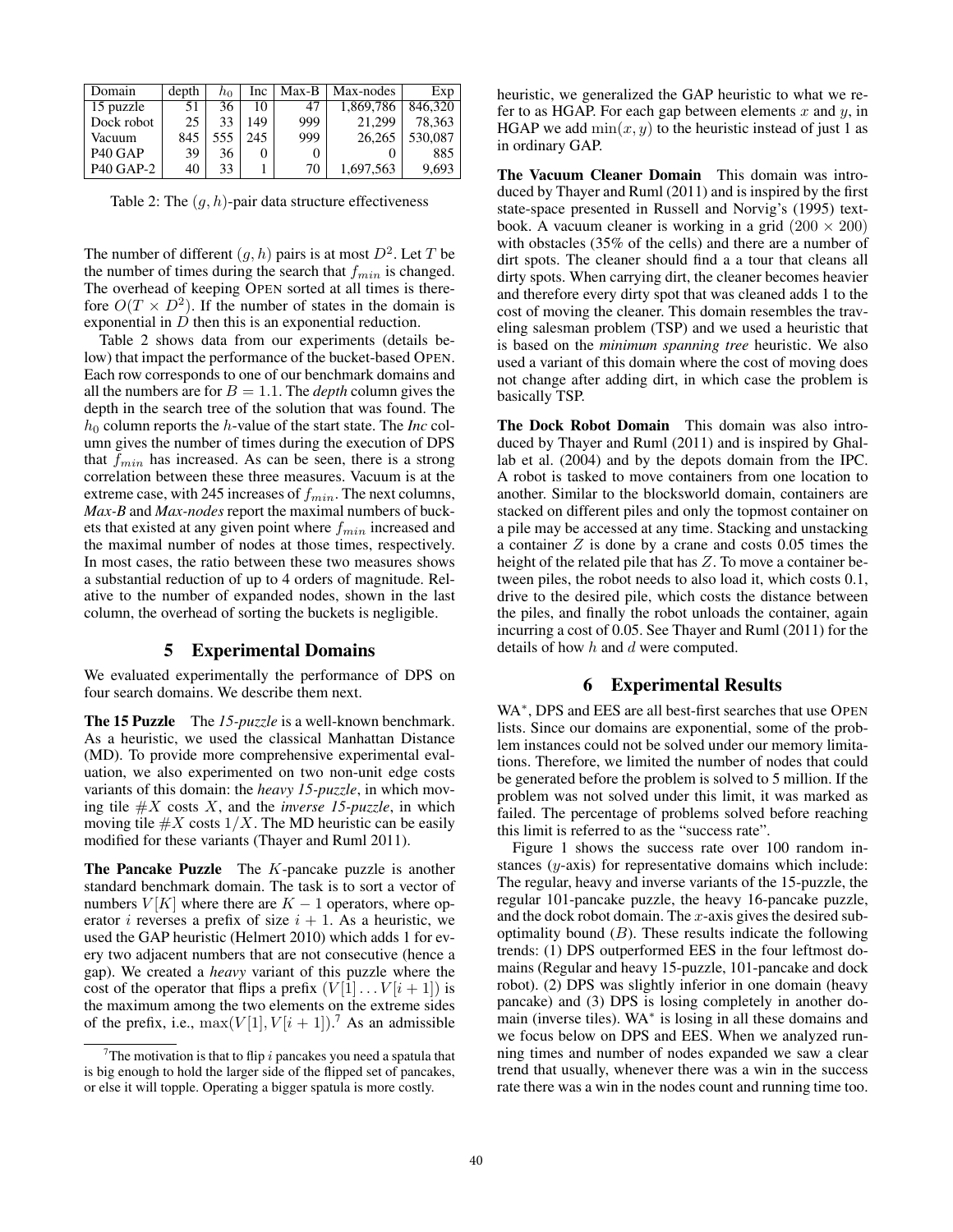| Domain | depth | $h_0$ | Inc | Max-B | Max-nodes | Exp |
|---|---|---|---|---|---|---|
| 15 puzzle | 51 | 36 | 10 | 47 | 1,869,786 | 846,320 |
| Dock robot | 25 | 33 | 149 | 999 | 21,299 | 78,363 |
| Vacuum | 845 | 555 | 245 | 999 | 26,265 | 530,087 |
| P40 GAP | 39 | 36 | 0 | 0 | 0 | 885 |
| P40 GAP-2 | 40 | 33 | 1 | 70 | 1,697,563 | 9,693 |

Table 2: The $(g, h)$-pair data structure effectiveness

The number of different $(g, h)$ pairs is at most $D^2$. Let $T$ be the number of times during the search that $f_{min}$ is changed. The overhead of keeping OPEN sorted at all times is therefore $O(T \times D^2)$. If the number of states in the domain is exponential in $D$ then this is an exponential reduction.

Table 2 shows data from our experiments (details below) that impact the performance of the bucket-based OPEN. Each row corresponds to one of our benchmark domains and all the numbers are for $B = 1.1$. The *depth* column gives the depth in the search tree of the solution that was found. The $h_0$ column reports the $h$-value of the start state. The *Inc* column gives the number of times during the execution of DPS that $f_{min}$ has increased. As can be seen, there is a strong correlation between these three measures. Vacuum is at the extreme case, with 245 increases of $f_{min}$. The next columns, *Max-B* and *Max-nodes* report the maximal numbers of buckets that existed at any given point where $f_{min}$ increased and the maximal number of nodes at those times, respectively. In most cases, the ratio between these two measures shows a substantial reduction of up to 4 orders of magnitude. Relative to the number of expanded nodes, shown in the last column, the overhead of sorting the buckets is negligible.

## 5 Experimental Domains

We evaluated experimentally the performance of DPS on four search domains. We describe them next.

**The 15 Puzzle** The *15-puzzle* is a well-known benchmark. As a heuristic, we used the classical Manhattan Distance (MD). To provide more comprehensive experimental evaluation, we also experimented on two non-unit edge costs variants of this domain: the *heavy 15-puzzle*, in which moving tile $\#X$ costs $X$, and the *inverse 15-puzzle*, in which moving tile $\#X$ costs $1/X$. The MD heuristic can be easily modified for these variants (Thayer and Ruml 2011).

**The Pancake Puzzle** The $K$-pancake puzzle is another standard benchmark domain. The task is to sort a vector of numbers $V[K]$ where there are $K-1$ operators, where operator $i$ reverses a prefix of size $i+1$. As a heuristic, we used the GAP heuristic (Helmert 2010) which adds 1 for every two adjacent numbers that are not consecutive (hence a gap). We created a *heavy* variant of this puzzle where the cost of the operator that flips a prefix $(V[1] \ldots V[i+1])$ is the maximum among the two elements on the extreme sides of the prefix, i.e., $\max(V[1], V[i+1])$.[7] As an admissible heuristic, we generalized the GAP heuristic to what we refer to as HGAP. For each gap between elements $x$ and $y$, in HGAP we add $\min(x, y)$ to the heuristic instead of just 1 as in ordinary GAP.

[7] The motivation is that to flip $i$ pancakes you need a spatula that is big enough to hold the larger side of the flipped set of pancakes, or else it will topple. Operating a bigger spatula is more costly.

**The Vacuum Cleaner Domain** This domain was introduced by Thayer and Ruml (2011) and is inspired by the first state-space presented in Russell and Norvig's (1995) textbook. A vacuum cleaner is working in a grid $(200 \times 200)$ with obstacles (35% of the cells) and there are a number of dirt spots. The cleaner should find a a tour that cleans all dirty spots. When carrying dirt, the cleaner becomes heavier and therefore every dirty spot that was cleaned adds 1 to the cost of moving the cleaner. This domain resembles the traveling salesman problem (TSP) and we used a heuristic that is based on the *minimum spanning tree* heuristic. We also used a variant of this domain where the cost of moving does not change after adding dirt, in which case the problem is basically TSP.

**The Dock Robot Domain** This domain was also introduced by Thayer and Ruml (2011) and is inspired by Ghallab et al. (2004) and by the depots domain from the IPC. A robot is tasked to move containers from one location to another. Similar to the blocksworld domain, containers are stacked on different piles and only the topmost container on a pile may be accessed at any time. Stacking and unstacking a container $Z$ is done by a crane and costs 0.05 times the height of the related pile that has $Z$. To move a container between piles, the robot needs to also load it, which costs 0.1, drive to the desired pile, which costs the distance between the piles, and finally the robot unloads the container, again incurring a cost of 0.05. See Thayer and Ruml (2011) for the details of how $h$ and $d$ were computed.

## 6 Experimental Results

WA$^*$, DPS and EES are all best-first searches that use OPEN lists. Since our domains are exponential, some of the problem instances could not be solved under our memory limitations. Therefore, we limited the number of nodes that could be generated before the problem is solved to 5 million. If the problem was not solved under this limit, it was marked as failed. The percentage of problems solved before reaching this limit is referred to as the "success rate".

Figure 1 shows the success rate over 100 random instances ($y$-axis) for representative domains which include: The regular, heavy and inverse variants of the 15-puzzle, the regular 101-pancake puzzle, the heavy 16-pancake puzzle, and the dock robot domain. The $x$-axis gives the desired suboptimality bound ($B$). These results indicate the following trends: (1) DPS outperformed EES in the four leftmost domains (Regular and heavy 15-puzzle, 101-pancake and dock robot). (2) DPS was slightly inferior in one domain (heavy pancake) and (3) DPS is losing completely in another domain (inverse tiles). WA$^*$ is losing in all these domains and we focus below on DPS and EES. When we analyzed running times and number of nodes expanded we saw a clear trend that usually, whenever there was a win in the success rate there was a win in the nodes count and running time too.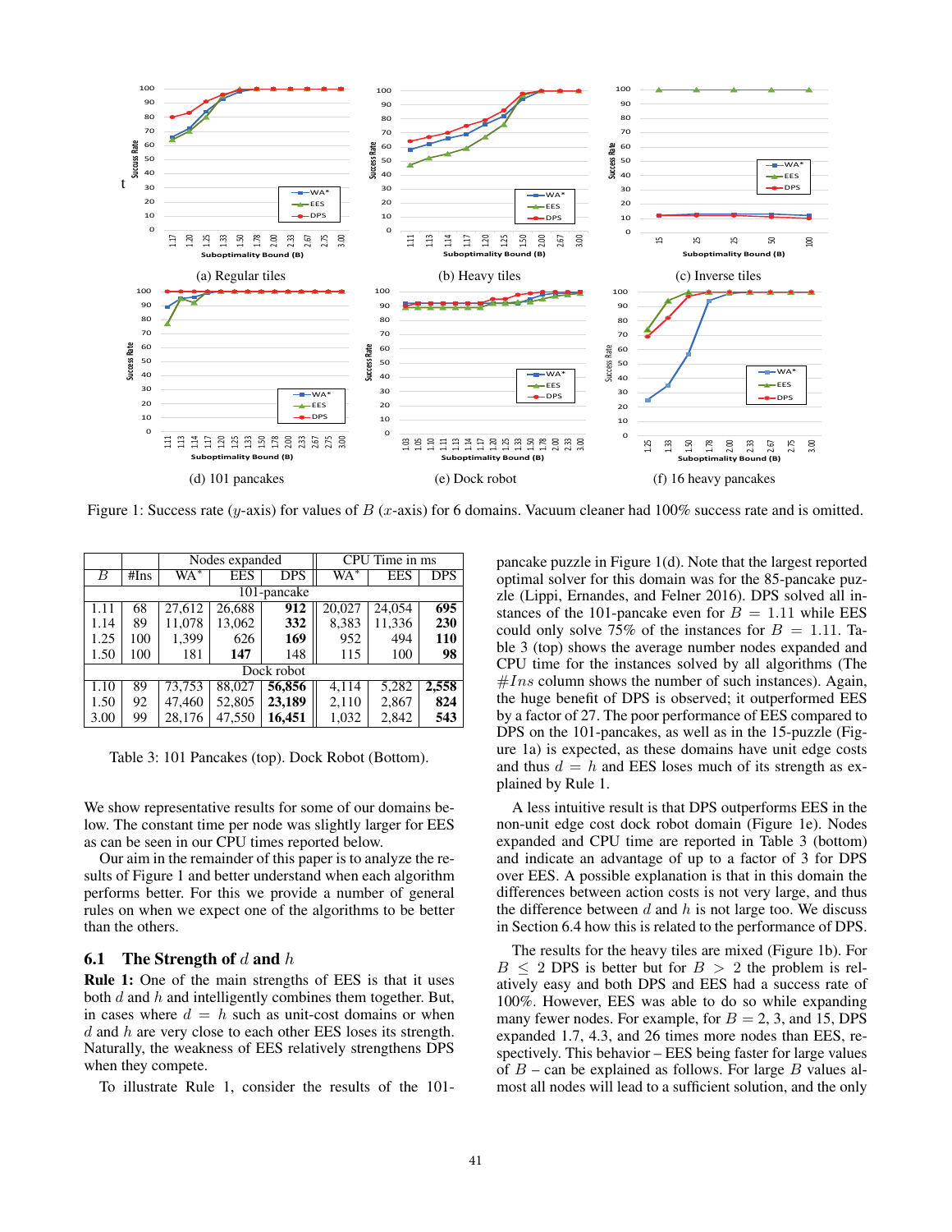(a) Regular tiles

(b) Heavy tiles

(c) Inverse tiles

(d) 101 pancakes

(e) Dock robot

(f) 16 heavy pancakes

Figure 1: Success rate ($y$-axis) for values of $B$ ($x$-axis) for 6 domains. Vacuum cleaner had 100% success rate and is omitted.

| $B$ | #Ins | Nodes expanded | | | CPU Time in ms | | |
|---|---|---|---|---|---|---|---|
| | | WA* | EES | DPS | WA* | EES | DPS |
| 101-pancake | | | | | | | |
| 1.11 | 68 | 27,612 | 26,688 | **912** | 20,027 | 24,054 | **695** |
| 1.14 | 89 | 11,078 | 13,062 | **332** | 8,383 | 11,336 | **230** |
| 1.25 | 100 | 1,399 | 626 | **169** | 952 | 494 | **110** |
| 1.50 | 100 | 181 | **147** | 148 | 115 | 100 | **98** |
| Dock robot | | | | | | | |
| 1.10 | 89 | 73,753 | 88,027 | **56,856** | 4,114 | 5,282 | **2,558** |
| 1.50 | 92 | 47,460 | 52,805 | **23,189** | 2,110 | 2,867 | **824** |
| 3.00 | 99 | 28,176 | 47,550 | **16,451** | 1,032 | 2,842 | **543** |

Table 3: 101 Pancakes (top). Dock Robot (Bottom).

We show representative results for some of our domains below. The constant time per node was slightly larger for EES as can be seen in our CPU times reported below.

Our aim in the remainder of this paper is to analyze the results of Figure 1 and better understand when each algorithm performs better. For this we provide a number of general rules on when we expect one of the algorithms to be better than the others.

## 6.1 The Strength of $d$ and $h$

**Rule 1:** One of the main strengths of EES is that it uses both $d$ and $h$ and intelligently combines them together. But, in cases where $d = h$ such as unit-cost domains or when $d$ and $h$ are very close to each other EES loses its strength. Naturally, the weakness of EES relatively strengthens DPS when they compete.

To illustrate Rule 1, consider the results of the 101-pancake puzzle in Figure 1(d). Note that the largest reported optimal solver for this domain was for the 85-pancake puzzle (Lippi, Ernandes, and Felner 2016). DPS solved all instances of the 101-pancake even for $B = 1.11$ while EES could only solve 75% of the instances for $B = 1.11$. Table 3 (top) shows the average number nodes expanded and CPU time for the instances solved by all algorithms (The $\#Ins$ column shows the number of such instances). Again, the huge benefit of DPS is observed; it outperformed EES by a factor of 27. The poor performance of EES compared to DPS on the 101-pancakes, as well as in the 15-puzzle (Figure 1a) is expected, as these domains have unit edge costs and thus $d = h$ and EES loses much of its strength as explained by Rule 1.

A less intuitive result is that DPS outperforms EES in the non-unit edge cost dock robot domain (Figure 1e). Nodes expanded and CPU time are reported in Table 3 (bottom) and indicate an advantage of up to a factor of 3 for DPS over EES. A possible explanation is that in this domain the differences between action costs is not very large, and thus the difference between $d$ and $h$ is not large too. We discuss in Section 6.4 how this is related to the performance of DPS.

The results for the heavy tiles are mixed (Figure 1b). For $B \leq 2$ DPS is better but for $B > 2$ the problem is relatively easy and both DPS and EES had a success rate of 100%. However, EES was able to do so while expanding many fewer nodes. For example, for $B = 2, 3$, and 15, DPS expanded 1.7, 4.3, and 26 times more nodes than EES, respectively. This behavior – EES being faster for large values of $B$ – can be explained as follows. For large $B$ values almost all nodes will lead to a sufficient solution, and the only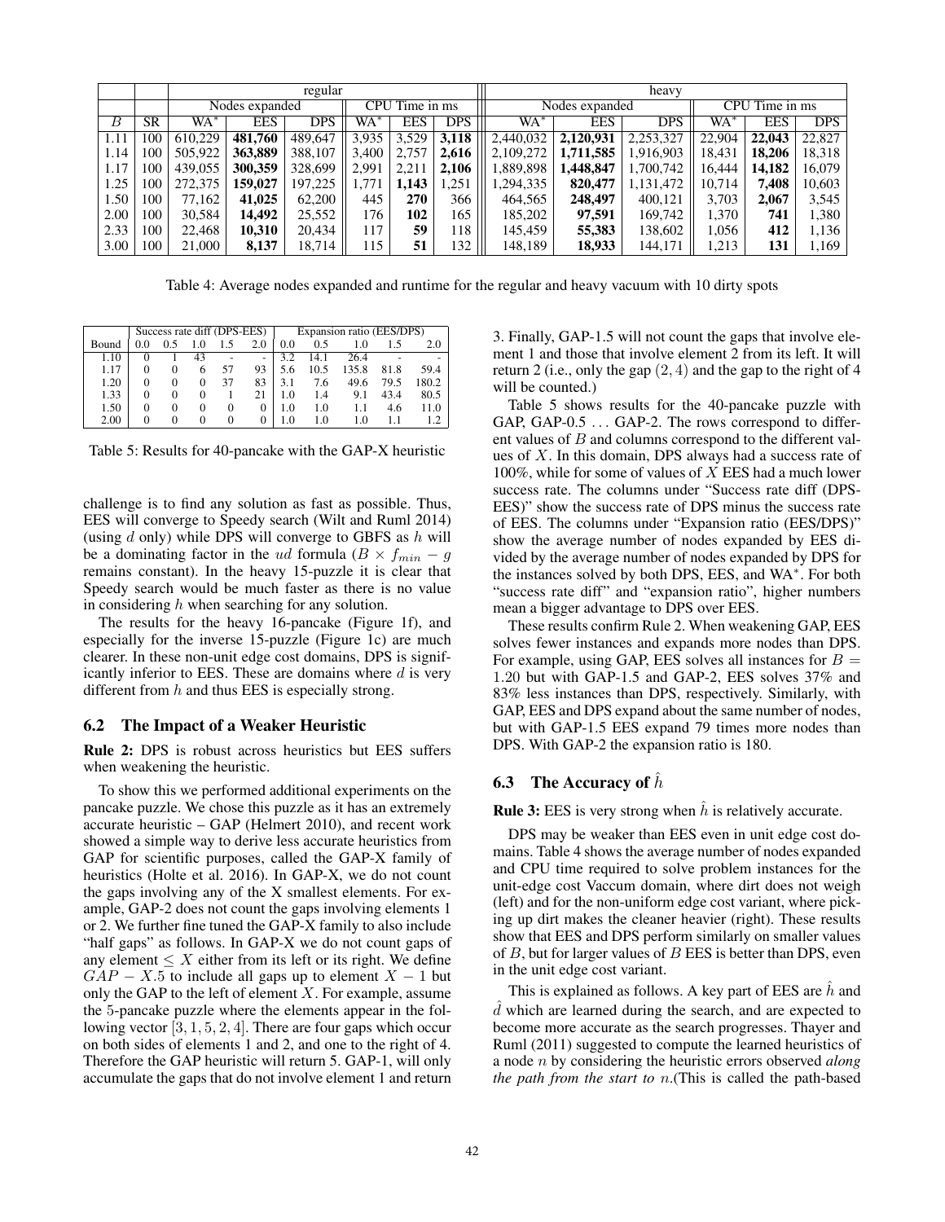|  |  | regular |  |  |  |  |  | heavy |  |  |  |  |  |
|---|---|---|---|---|---|---|---|---|---|---|---|---|---|
|  |  | Nodes expanded |  |  | CPU Time in ms |  |  | Nodes expanded |  |  | CPU Time in ms |  |  |
| $B$ | SR | WA* | EES | DPS | WA* | EES | DPS | WA* | EES | DPS | WA* | EES | DPS |
| 1.11 | 100 | 610,229 | **481,760** | 489,647 | 3,935 | 3,529 | **3,118** | 2,440,032 | **2,120,931** | 2,253,327 | 22,904 | **22,043** | 22,827 |
| 1.14 | 100 | 505,922 | **363,889** | 388,107 | 3,400 | 2,757 | **2,616** | 2,109,272 | **1,711,585** | 1,916,903 | 18,431 | **18,206** | 18,318 |
| 1.17 | 100 | 439,055 | **300,359** | 328,699 | 2,991 | 2,211 | **2,106** | 1,889,898 | **1,448,847** | 1,700,742 | 16,444 | **14,182** | 16,079 |
| 1.25 | 100 | 272,375 | **159,027** | 197,225 | 1,771 | **1,143** | 1,251 | 1,294,335 | **820,477** | 1,131,472 | 10,714 | **7,408** | 10,603 |
| 1.50 | 100 | 77,162 | **41,025** | 62,200 | 445 | **270** | 366 | 464,565 | **248,497** | 400,121 | 3,703 | **2,067** | 3,545 |
| 2.00 | 100 | 30,584 | **14,492** | 25,552 | 176 | **102** | 165 | 185,202 | **97,591** | 169,742 | 1,370 | **741** | 1,380 |
| 2.33 | 100 | 22,468 | **10,310** | 20,434 | 117 | **59** | 118 | 145,459 | **55,383** | 138,602 | 1,056 | **412** | 1,136 |
| 3.00 | 100 | 21,000 | **8,137** | 18,714 | 115 | **51** | 132 | 148,189 | **18,933** | 144,171 | 1,213 | **131** | 1,169 |

Table 4: Average nodes expanded and runtime for the regular and heavy vacuum with 10 dirty spots

|  | Success rate diff (DPS-EES) |  |  |  |  | Expansion ratio (EES/DPS) |  |  |  |  |
|---|---|---|---|---|---|---|---|---|---|---|
| Bound | 0.0 | 0.5 | 1.0 | 1.5 | 2.0 | 0.0 | 0.5 | 1.0 | 1.5 | 2.0 |
| 1.10 | 0 | 1 | 43 | - | - | 3.2 | 14.1 | 26.4 | - | - |
| 1.17 | 0 | 0 | 6 | 57 | 93 | 5.6 | 10.5 | 135.8 | 81.8 | 59.4 |
| 1.20 | 0 | 0 | 0 | 37 | 83 | 3.1 | 7.6 | 49.6 | 79.5 | 180.2 |
| 1.33 | 0 | 0 | 0 | 1 | 21 | 1.0 | 1.4 | 9.1 | 43.4 | 80.5 |
| 1.50 | 0 | 0 | 0 | 0 | 0 | 1.0 | 1.0 | 1.1 | 4.6 | 11.0 |
| 2.00 | 0 | 0 | 0 | 0 | 0 | 1.0 | 1.0 | 1.0 | 1.1 | 1.2 |

Table 5: Results for 40-pancake with the GAP-X heuristic

challenge is to find any solution as fast as possible. Thus, EES will converge to Speedy search (Wilt and Ruml 2014) (using $d$ only) while DPS will converge to GBFS as $h$ will be a dominating factor in the $ud$ formula ($B \times f_{min} - g$ remains constant). In the heavy 15-puzzle it is clear that Speedy search would be much faster as there is no value in considering $h$ when searching for any solution.

The results for the heavy 16-pancake (Figure 1f), and especially for the inverse 15-puzzle (Figure 1c) are much clearer. In these non-unit edge cost domains, DPS is significantly inferior to EES. These are domains where $d$ is very different from $h$ and thus EES is especially strong.

### 6.2 The Impact of a Weaker Heuristic

**Rule 2:** DPS is robust across heuristics but EES suffers when weakening the heuristic.

To show this we performed additional experiments on the pancake puzzle. We chose this puzzle as it has an extremely accurate heuristic – GAP (Helmert 2010), and recent work showed a simple way to derive less accurate heuristics from GAP for scientific purposes, called the GAP-X family of heuristics (Holte et al. 2016). In GAP-X, we do not count the gaps involving any of the X smallest elements. For example, GAP-2 does not count the gaps involving elements 1 or 2. We further fine tuned the GAP-X family to also include "half gaps" as follows. In GAP-X we do not count gaps of any element $\leq X$ either from its left or its right. We define $GAP-X.5$ to include all gaps up to element $X-1$ but only the GAP to the left of element $X$. For example, assume the 5-pancake puzzle where the elements appear in the following vector $[3, 1, 5, 2, 4]$. There are four gaps which occur on both sides of elements 1 and 2, and one to the right of 4. Therefore the GAP heuristic will return 5. GAP-1, will only accumulate the gaps that do not involve element 1 and return 3. Finally, GAP-1.5 will not count the gaps that involve element 1 and those that involve element 2 from its left. It will return 2 (i.e., only the gap $(2, 4)$ and the gap to the right of 4 will be counted.)

Table 5 shows results for the 40-pancake puzzle with GAP, GAP-0.5 ... GAP-2. The rows correspond to different values of $B$ and columns correspond to the different values of $X$. In this domain, DPS always had a success rate of 100%, while for some of values of $X$ EES had a much lower success rate. The columns under "Success rate diff (DPS-EES)" show the success rate of DPS minus the success rate of EES. The columns under "Expansion ratio (EES/DPS)" show the average number of nodes expanded by EES divided by the average number of nodes expanded by DPS for the instances solved by both DPS, EES, and WA*. For both "success rate diff" and "expansion ratio", higher numbers mean a bigger advantage to DPS over EES.

These results confirm Rule 2. When weakening GAP, EES solves fewer instances and expands more nodes than DPS. For example, using GAP, EES solves all instances for $B = 1.20$ but with GAP-1.5 and GAP-2, EES solves 37% and 83% less instances than DPS, respectively. Similarly, with GAP, EES and DPS expand about the same number of nodes, but with GAP-1.5 EES expand 79 times more nodes than DPS. With GAP-2 the expansion ratio is 180.

### 6.3 The Accuracy of $\hat{h}$

**Rule 3:** EES is very strong when $\hat{h}$ is relatively accurate.

DPS may be weaker than EES even in unit edge cost domains. Table 4 shows the average number of nodes expanded and CPU time required to solve problem instances for the unit-edge cost Vaccum domain, where dirt does not weigh (left) and for the non-uniform edge cost variant, where picking up dirt makes the cleaner heavier (right). These results show that EES and DPS perform similarly on smaller values of $B$, but for larger values of $B$ EES is better than DPS, even in the unit edge cost variant.

This is explained as follows. A key part of EES are $\hat{h}$ and $\hat{d}$ which are learned during the search, and are expected to become more accurate as the search progresses. Thayer and Ruml (2011) suggested to compute the learned heuristics of a node $n$ by considering the heuristic errors observed *along the path from the start to* $n$.(This is called the path-based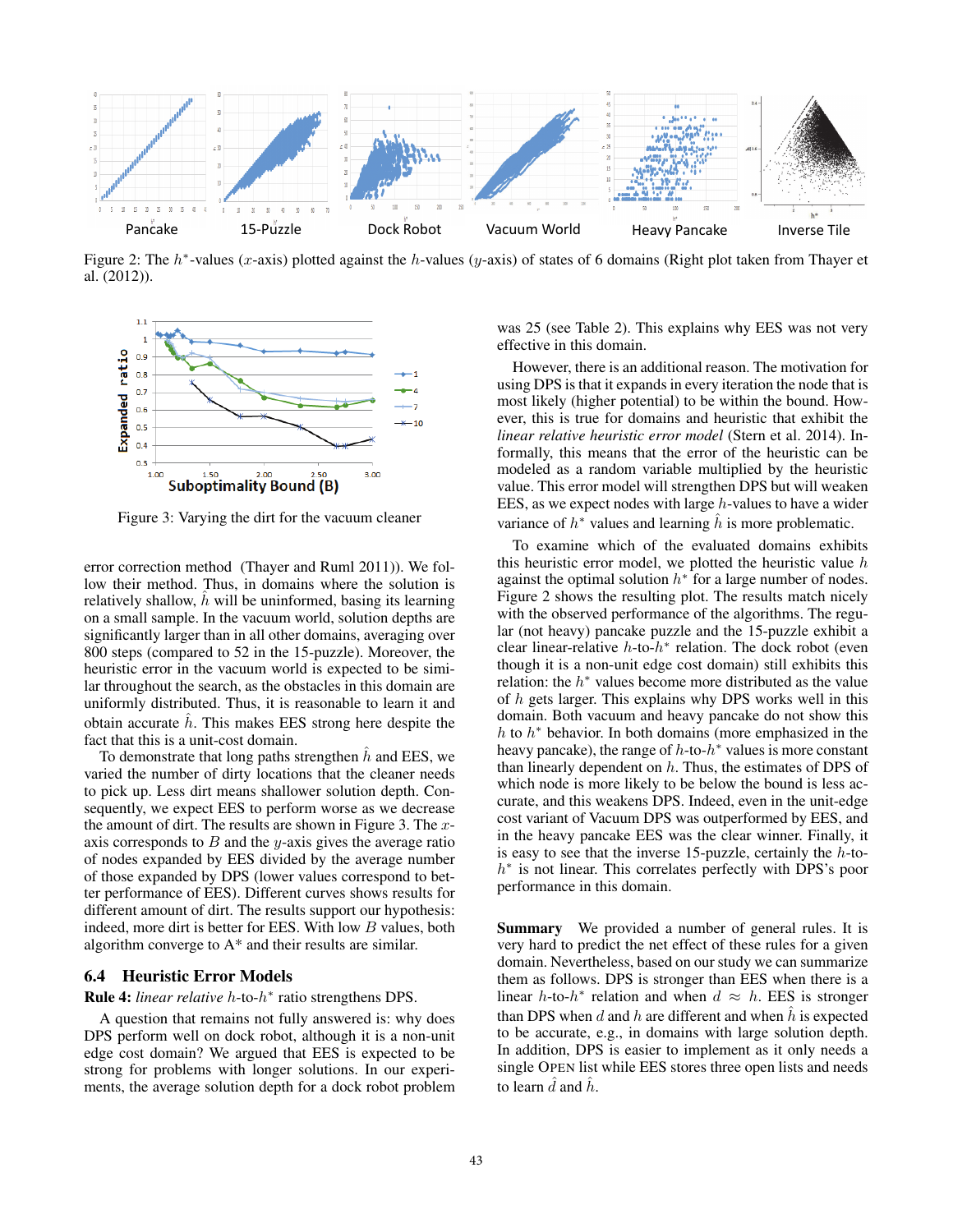Figure 2: The $h^*$-values ($x$-axis) plotted against the $h$-values ($y$-axis) of states of 6 domains (Right plot taken from Thayer et al. (2012)).

Figure 3: Varying the dirt for the vacuum cleaner

error correction method (Thayer and Ruml 2011)). We follow their method. Thus, in domains where the solution is relatively shallow, $\hat{h}$ will be uninformed, basing its learning on a small sample. In the vacuum world, solution depths are significantly larger than in all other domains, averaging over 800 steps (compared to 52 in the 15-puzzle). Moreover, the heuristic error in the vacuum world is expected to be similar throughout the search, as the obstacles in this domain are uniformly distributed. Thus, it is reasonable to learn it and obtain accurate $\hat{h}$. This makes EES strong here despite the fact that this is a unit-cost domain.

To demonstrate that long paths strengthen $\hat{h}$ and EES, we varied the number of dirty locations that the cleaner needs to pick up. Less dirt means shallower solution depth. Consequently, we expect EES to perform worse as we decrease the amount of dirt. The results are shown in Figure 3. The $x$-axis corresponds to $B$ and the $y$-axis gives the average ratio of nodes expanded by EES divided by the average number of those expanded by DPS (lower values correspond to better performance of EES). Different curves shows results for different amount of dirt. The results support our hypothesis: indeed, more dirt is better for EES. With low $B$ values, both algorithm converge to A* and their results are similar.

### 6.4 Heuristic Error Models

**Rule 4:** *linear relative* $h$-to-$h^*$ ratio strengthens DPS.

A question that remains not fully answered is: why does DPS perform well on dock robot, although it is a non-unit edge cost domain? We argued that EES is expected to be strong for problems with longer solutions. In our experiments, the average solution depth for a dock robot problem was 25 (see Table 2). This explains why EES was not very effective in this domain.

However, there is an additional reason. The motivation for using DPS is that it expands in every iteration the node that is most likely (higher potential) to be within the bound. However, this is true for domains and heuristic that exhibit the *linear relative heuristic error model* (Stern et al. 2014). Informally, this means that the error of the heuristic can be modeled as a random variable multiplied by the heuristic value. This error model will strengthen DPS but will weaken EES, as we expect nodes with large $h$-values to have a wider variance of $h^*$ values and learning $\hat{h}$ is more problematic.

To examine which of the evaluated domains exhibits this heuristic error model, we plotted the heuristic value $h$ against the optimal solution $h^*$ for a large number of nodes. Figure 2 shows the resulting plot. The results match nicely with the observed performance of the algorithms. The regular (not heavy) pancake puzzle and the 15-puzzle exhibit a clear linear-relative $h$-to-$h^*$ relation. The dock robot (even though it is a non-unit edge cost domain) still exhibits this relation: the $h^*$ values become more distributed as the value of $h$ gets larger. This explains why DPS works well in this domain. Both vacuum and heavy pancake do not show this $h$ to $h^*$ behavior. In both domains (more emphasized in the heavy pancake), the range of $h$-to-$h^*$ values is more constant than linearly dependent on $h$. Thus, the estimates of DPS of which node is more likely to be below the bound is less accurate, and this weakens DPS. Indeed, even in the unit-edge cost variant of Vacuum DPS was outperformed by EES, and in the heavy pancake EES was the clear winner. Finally, it is easy to see that the inverse 15-puzzle, certainly the $h$-to-$h^*$ is not linear. This correlates perfectly with DPS's poor performance in this domain.

**Summary** We provided a number of general rules. It is very hard to predict the net effect of these rules for a given domain. Nevertheless, based on our study we can summarize them as follows. DPS is stronger than EES when there is a linear $h$-to-$h^*$ relation and when $d \approx h$. EES is stronger than DPS when $d$ and $h$ are different and when $\hat{h}$ is expected to be accurate, e.g., in domains with large solution depth. In addition, DPS is easier to implement as it only needs a single OPEN list while EES stores three open lists and needs to learn $\hat{d}$ and $\hat{h}$.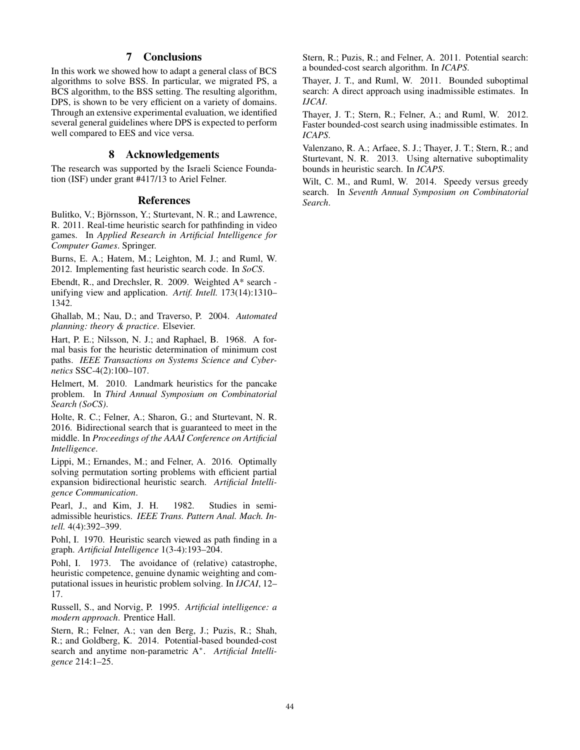## 7 Conclusions

In this work we showed how to adapt a general class of BCS algorithms to solve BSS. In particular, we migrated PS, a BCS algorithm, to the BSS setting. The resulting algorithm, DPS, is shown to be very efficient on a variety of domains. Through an extensive experimental evaluation, we identified several general guidelines where DPS is expected to perform well compared to EES and vice versa.

## 8 Acknowledgements

The research was supported by the Israeli Science Foundation (ISF) under grant #417/13 to Ariel Felner.

## References

Bulitko, V.; Björnsson, Y.; Sturtevant, N. R.; and Lawrence, R. 2011. Real-time heuristic search for pathfinding in video games. In *Applied Research in Artificial Intelligence for Computer Games*. Springer.

Burns, E. A.; Hatem, M.; Leighton, M. J.; and Ruml, W. 2012. Implementing fast heuristic search code. In *SoCS*.

Ebendt, R., and Drechsler, R. 2009. Weighted A* search - unifying view and application. *Artif. Intell.* 173(14):1310–1342.

Ghallab, M.; Nau, D.; and Traverso, P. 2004. *Automated planning: theory & practice*. Elsevier.

Hart, P. E.; Nilsson, N. J.; and Raphael, B. 1968. A formal basis for the heuristic determination of minimum cost paths. *IEEE Transactions on Systems Science and Cybernetics* SSC-4(2):100–107.

Helmert, M. 2010. Landmark heuristics for the pancake problem. In *Third Annual Symposium on Combinatorial Search (SoCS)*.

Holte, R. C.; Felner, A.; Sharon, G.; and Sturtevant, N. R. 2016. Bidirectional search that is guaranteed to meet in the middle. In *Proceedings of the AAAI Conference on Artificial Intelligence*.

Lippi, M.; Ernandes, M.; and Felner, A. 2016. Optimally solving permutation sorting problems with efficient partial expansion bidirectional heuristic search. *Artificial Intelligence Communication*.

Pearl, J., and Kim, J. H. 1982. Studies in semi-admissible heuristics. *IEEE Trans. Pattern Anal. Mach. Intell.* 4(4):392–399.

Pohl, I. 1970. Heuristic search viewed as path finding in a graph. *Artificial Intelligence* 1(3-4):193–204.

Pohl, I. 1973. The avoidance of (relative) catastrophe, heuristic competence, genuine dynamic weighting and computational issues in heuristic problem solving. In *IJCAI*, 12–17.

Russell, S., and Norvig, P. 1995. *Artificial intelligence: a modern approach*. Prentice Hall.

Stern, R.; Felner, A.; van den Berg, J.; Puzis, R.; Shah, R.; and Goldberg, K. 2014. Potential-based bounded-cost search and anytime non-parametric A$^*$. *Artificial Intelligence* 214:1–25.

Stern, R.; Puzis, R.; and Felner, A. 2011. Potential search: a bounded-cost search algorithm. In *ICAPS*.

Thayer, J. T., and Ruml, W. 2011. Bounded suboptimal search: A direct approach using inadmissible estimates. In *IJCAI*.

Thayer, J. T.; Stern, R.; Felner, A.; and Ruml, W. 2012. Faster bounded-cost search using inadmissible estimates. In *ICAPS*.

Valenzano, R. A.; Arfaee, S. J.; Thayer, J. T.; Stern, R.; and Sturtevant, N. R. 2013. Using alternative suboptimality bounds in heuristic search. In *ICAPS*.

Wilt, C. M., and Ruml, W. 2014. Speedy versus greedy search. In *Seventh Annual Symposium on Combinatorial Search*.